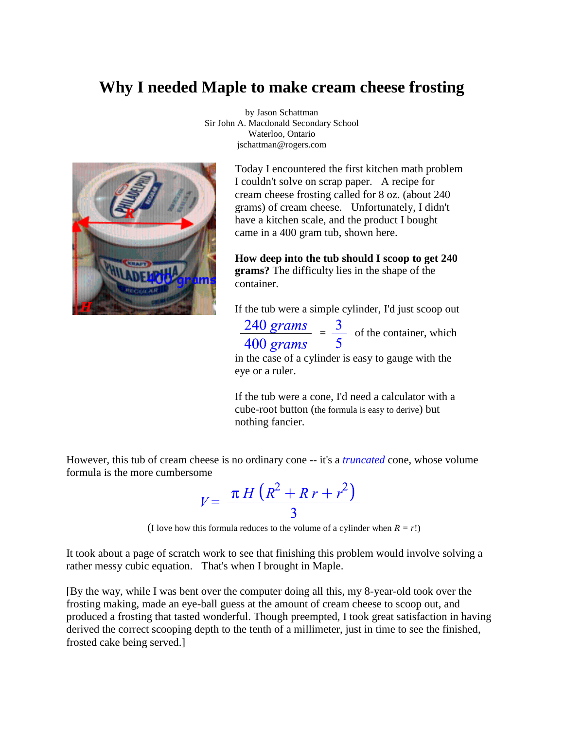# Why I needed Maple to make cream cheese frosting

by Jason Schattman
Sir John A. Macdonald Secondary School
Waterloo, Ontario
jschattman@rogers.com

Today I encountered the first kitchen math problem I couldn't solve on scrap paper. A recipe for cream cheese frosting called for 8 oz. (about 240 grams) of cream cheese. Unfortunately, I didn't have a kitchen scale, and the product I bought came in a 400 gram tub, shown here.

**How deep into the tub should I scoop to get 240 grams?** The difficulty lies in the shape of the container.

If the tub were a simple cylinder, I'd just scoop out $\frac{240\ grams}{400\ grams} = \frac{3}{5}$ of the container, which in the case of a cylinder is easy to gauge with the eye or a ruler.

If the tub were a cone, I'd need a calculator with a cube-root button (the formula is easy to derive) but nothing fancier.

However, this tub of cream cheese is no ordinary cone -- it's a *truncated* cone, whose volume formula is the more cumbersome

$$V = \frac{\pi H \left(R^2 + R\,r + r^2\right)}{3}$$

(I love how this formula reduces to the volume of a cylinder when $R = r$!)

It took about a page of scratch work to see that finishing this problem would involve solving a rather messy cubic equation. That's when I brought in Maple.

[By the way, while I was bent over the computer doing all this, my 8-year-old took over the frosting making, made an eye-ball guess at the amount of cream cheese to scoop out, and produced a frosting that tasted wonderful. Though preempted, I took great satisfaction in having derived the correct scooping depth to the tenth of a millimeter, just in time to see the finished, frosted cake being served.]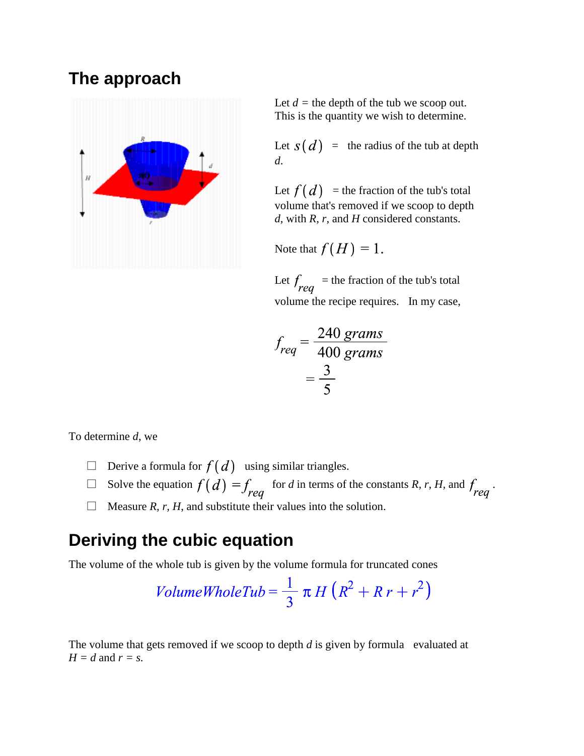## The approach

Let $d$ = the depth of the tub we scoop out. This is the quantity we wish to determine.

Let $s(d)$ = the radius of the tub at depth $d$.

Let $f(d)$ = the fraction of the tub's total volume that's removed if we scoop to depth $d$, with $R$, $r$, and $H$ considered constants.

Note that $f(H) = 1$.

Let $f_{req}$ = the fraction of the tub's total volume the recipe requires. In my case,

$$f_{req} = \frac{240 \text{ grams}}{400 \text{ grams}} = \frac{3}{5}$$

To determine $d$, we

- ☐ Derive a formula for $f(d)$ using similar triangles.
- ☐ Solve the equation $f(d) = f_{req}$ for $d$ in terms of the constants $R$, $r$, $H$, and $f_{req}$.
- ☐ Measure $R$, $r$, $H$, and substitute their values into the solution.

## Deriving the cubic equation

The volume of the whole tub is given by the volume formula for truncated cones

$$VolumeWholeTub = \frac{1}{3}\pi H\left(R^2 + R\,r + r^2\right)$$

The volume that gets removed if we scoop to depth $d$ is given by formula evaluated at $H = d$ and $r = s$.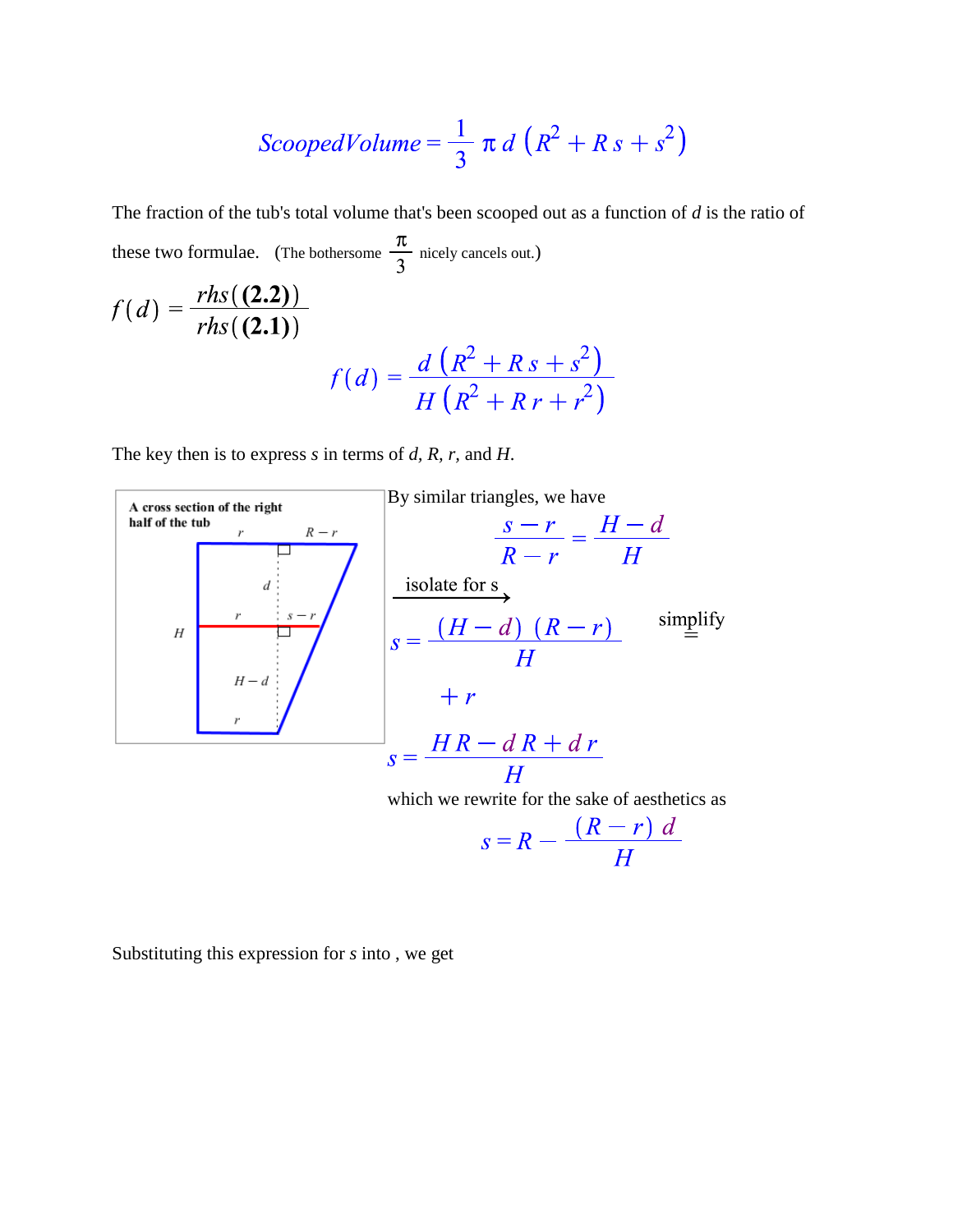$$ScoopedVolume = \frac{1}{3}\,\pi\, d\,\left(R^2 + R\,s + s^2\right)$$

The fraction of the tub's total volume that's been scooped out as a function of *d* is the ratio of these two formulae. (The bothersome $\frac{\pi}{3}$ nicely cancels out.)

$$f(d) = \frac{rhs(\mathbf{(2.2)})}{rhs(\mathbf{(2.1)})}$$

$$f(d) = \frac{d\,\left(R^2 + R\,s + s^2\right)}{H\,\left(R^2 + R\,r + r^2\right)}$$

The key then is to express *s* in terms of *d*, *R*, *r*, and *H*.

A cross section of the right half of the tub

By similar triangles, we have

$$\frac{s-r}{R-r} = \frac{H-d}{H}$$

isolate for s $\longrightarrow$

$$s = \frac{(H-d)\,(R-r)}{H} + r$$

simplify $=$

$$s = \frac{H\,R - d\,R + d\,r}{H}$$

which we rewrite for the sake of aesthetics as

$$s = R - \frac{(R-r)\,d}{H}$$

Substituting this expression for *s* into , we get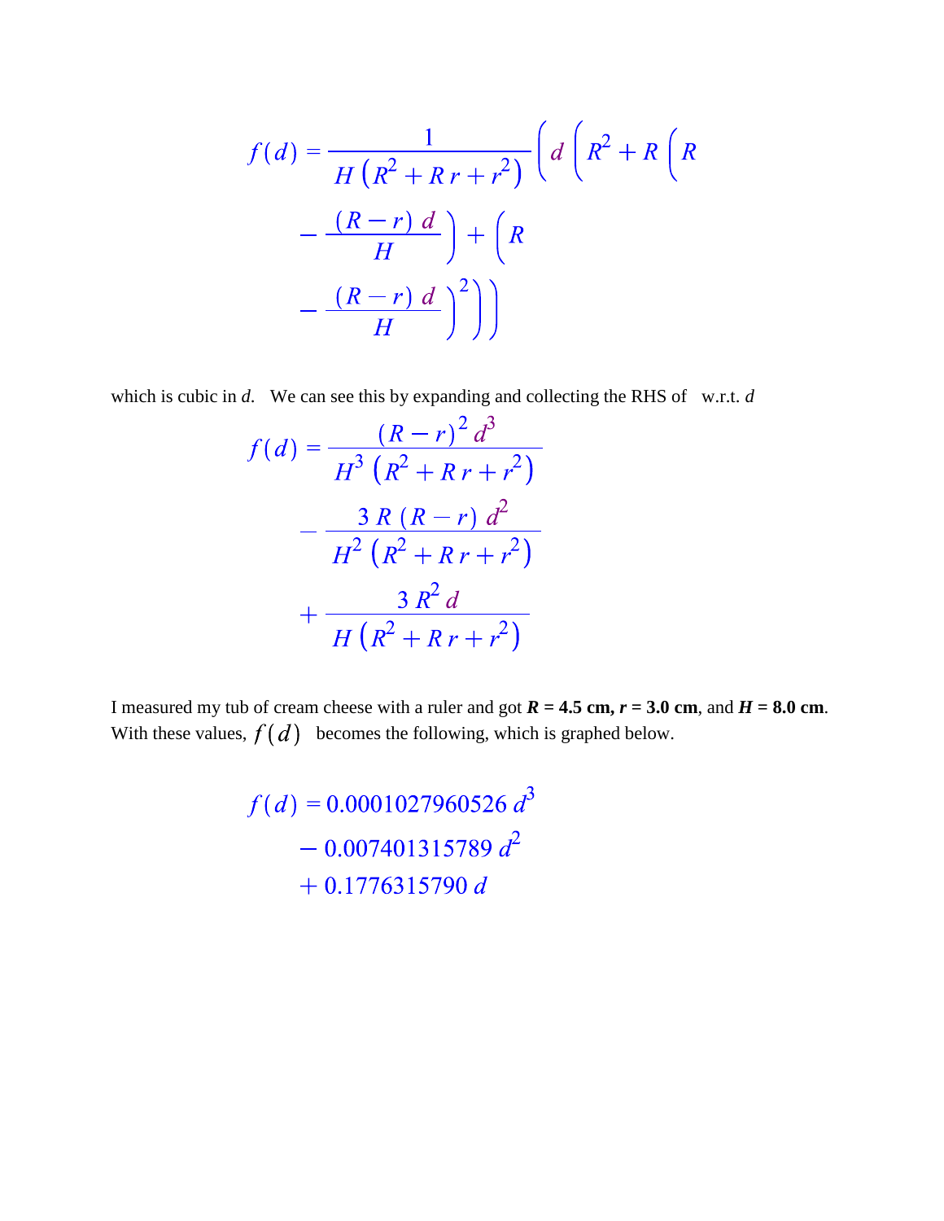$$f(d) = \frac{1}{H\left(R^2 + R\,r + r^2\right)}\left(d\left(R^2 + R\left(R - \frac{(R-r)\,d}{H}\right) + \left(R - \frac{(R-r)\,d}{H}\right)^2\right)\right)$$

which is cubic in *d*. We can see this by expanding and collecting the RHS of w.r.t. *d*

$$f(d) = \frac{(R-r)^2\,d^3}{H^3\left(R^2 + R\,r + r^2\right)} - \frac{3\,R\,(R-r)\,d^2}{H^2\left(R^2 + R\,r + r^2\right)} + \frac{3\,R^2\,d}{H\left(R^2 + R\,r + r^2\right)}$$

I measured my tub of cream cheese with a ruler and got ***R* = 4.5 cm, *r* = 3.0 cm**, and ***H* = 8.0 cm**. With these values, $f(d)$ becomes the following, which is graphed below.

$$f(d) = 0.0001027960526\,d^3 - 0.007401315789\,d^2 + 0.1776315790\,d$$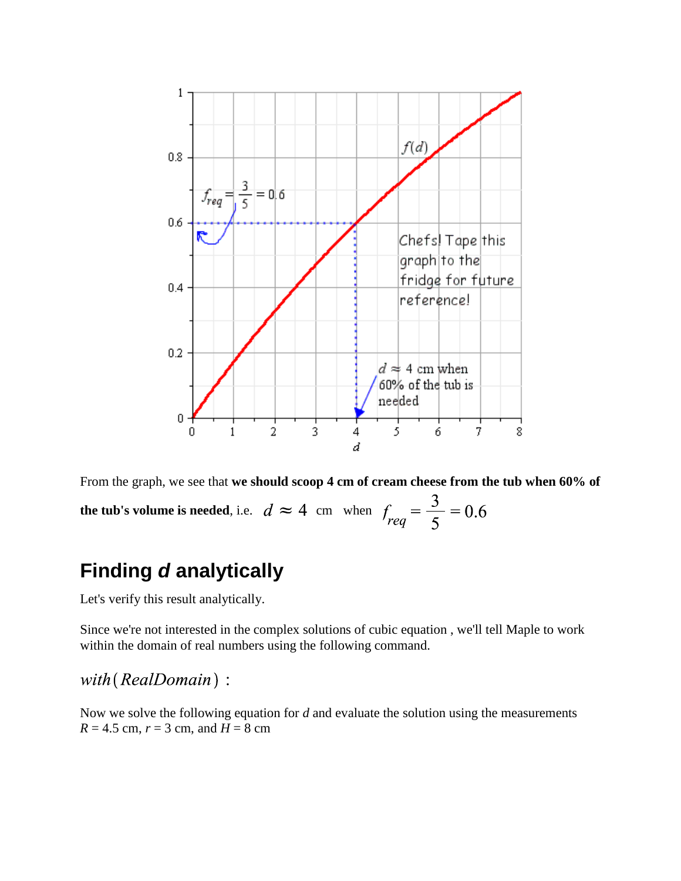From the graph, we see that **we should scoop 4 cm of cream cheese from the tub when 60% of the tub's volume is needed**, i.e. $d \approx 4$ cm when $f_{req} = \frac{3}{5} = 0.6$

## Finding *d* analytically

Let's verify this result analytically.

Since we're not interested in the complex solutions of cubic equation , we'll tell Maple to work within the domain of real numbers using the following command.

$$with(RealDomain):$$

Now we solve the following equation for *d* and evaluate the solution using the measurements $R = 4.5$ cm, $r = 3$ cm, and $H = 8$ cm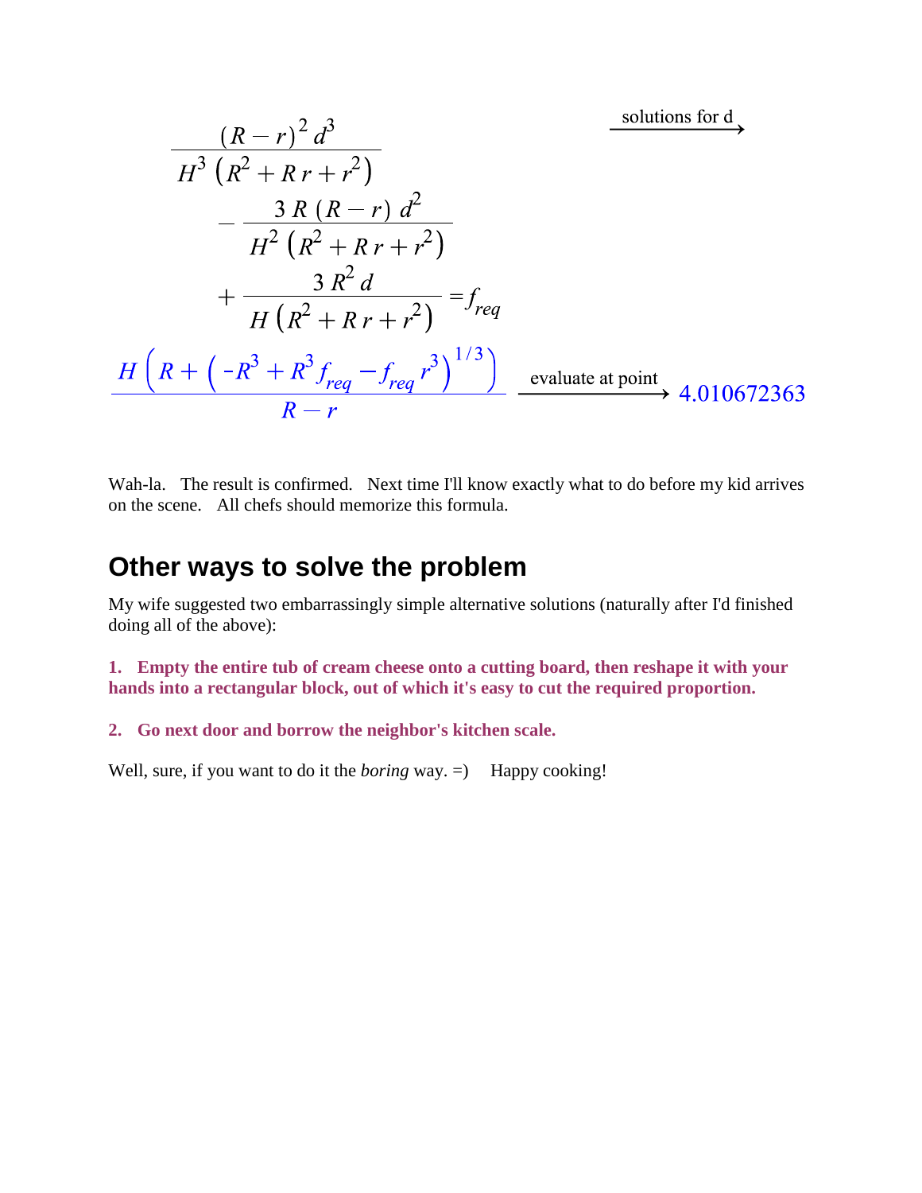$$\frac{(R-r)^2 d^3}{H^3 \left(R^2 + R\,r + r^2\right)} - \frac{3\,R\,(R-r)\,d^2}{H^2 \left(R^2 + R\,r + r^2\right)} + \frac{3\,R^2\,d}{H\left(R^2 + R\,r + r^2\right)} = f_{req} \xrightarrow{\text{solutions for d}}$$

$$\frac{H\left(R + \left(-R^3 + R^3 f_{req} - f_{req}\, r^3\right)^{1/3}\right)}{R - r} \xrightarrow{\text{evaluate at point}} 4.010672363$$

Wah-la. The result is confirmed. Next time I'll know exactly what to do before my kid arrives on the scene. All chefs should memorize this formula.

## Other ways to solve the problem

My wife suggested two embarrassingly simple alternative solutions (naturally after I'd finished doing all of the above):

**1. Empty the entire tub of cream cheese onto a cutting board, then reshape it with your hands into a rectangular block, out of which it's easy to cut the required proportion.**

**2. Go next door and borrow the neighbor's kitchen scale.**

Well, sure, if you want to do it the *boring* way. =) Happy cooking!